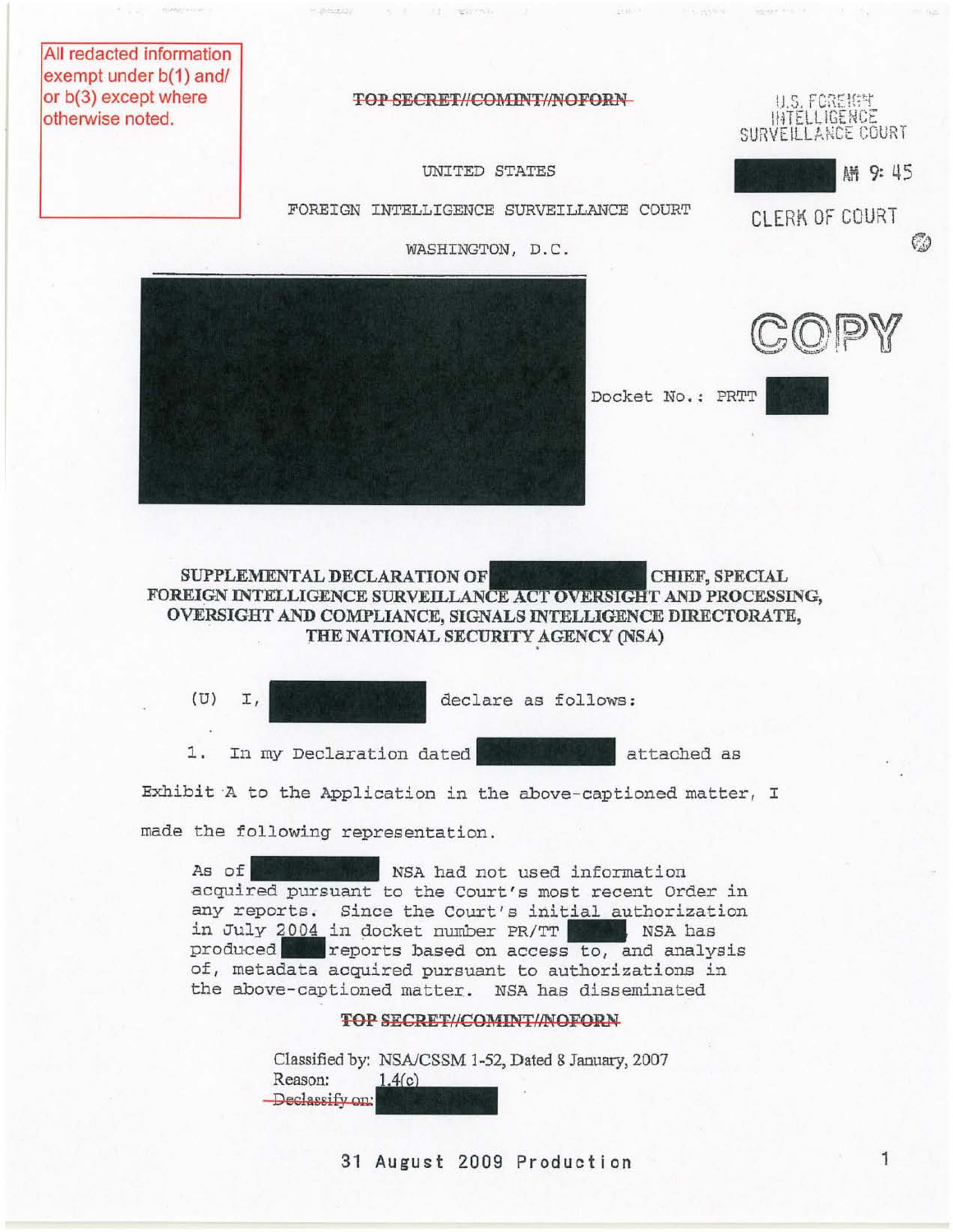All redacted information exempt under b(1) and/or b(3) except where otherwise noted.

~~TOP SECRET//COMINT//NOFORN~~

U.S. FOREIGN INTELLIGENCE SURVEILLANCE COURT

AM 9: 45

CLERK OF COURT

UNITED STATES

FOREIGN INTELLIGENCE SURVEILLANCE COURT

WASHINGTON, D.C.

COPY

Docket No.: PRTT

**SUPPLEMENTAL DECLARATION OF CHIEF, SPECIAL FOREIGN INTELLIGENCE SURVEILLANCE ACT OVERSIGHT AND PROCESSING, OVERSIGHT AND COMPLIANCE, SIGNALS INTELLIGENCE DIRECTORATE, THE NATIONAL SECURITY AGENCY (NSA)**

(U) I, declare as follows:

1. In my Declaration dated attached as Exhibit A to the Application in the above-captioned matter, I made the following representation.

> As of NSA had not used information acquired pursuant to the Court's most recent Order in any reports. Since the Court's initial authorization in July 2004 in docket number PR/TT , NSA has produced reports based on access to, and analysis of, metadata acquired pursuant to authorizations in the above-captioned matter. NSA has disseminated

~~TOP SECRET//COMINT//NOFORN~~

Classified by: NSA/CSSM 1-52, Dated 8 January, 2007
Reason: 1.4(c)
~~Declassify on:~~

31 August 2009 Production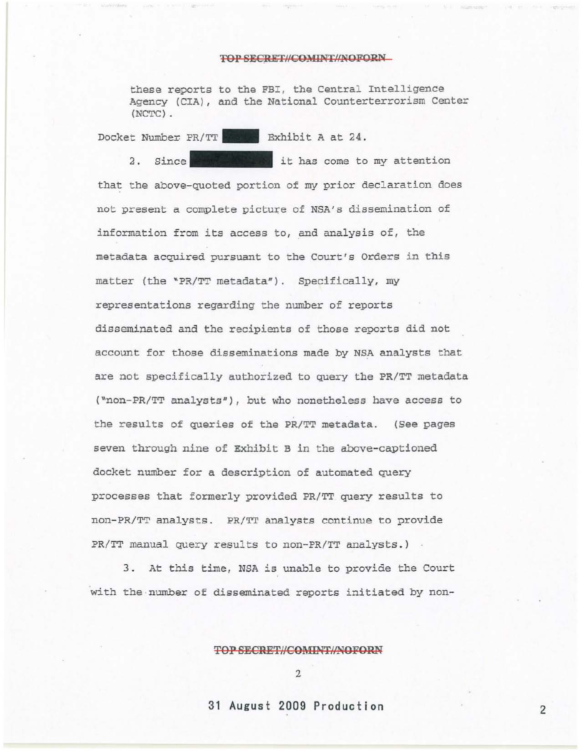these reports to the FBI, the Central Intelligence Agency (CIA), and the National Counterterrorism Center (NCTC).

Docket Number PR/TT [REDACTED] Exhibit A at 24.

2. Since [REDACTED] it has come to my attention that the above-quoted portion of my prior declaration does not present a complete picture of NSA's dissemination of information from its access to, and analysis of, the metadata acquired pursuant to the Court's Orders in this matter (the "PR/TT metadata"). Specifically, my representations regarding the number of reports disseminated and the recipients of those reports did not account for those disseminations made by NSA analysts that are not specifically authorized to query the PR/TT metadata ("non-PR/TT analysts"), but who nonetheless have access to the results of queries of the PR/TT metadata. (See pages seven through nine of Exhibit B in the above-captioned docket number for a description of automated query processes that formerly provided PR/TT query results to non-PR/TT analysts. PR/TT analysts continue to provide PR/TT manual query results to non-PR/TT analysts.)

3. At this time, NSA is unable to provide the Court with the number of disseminated reports initiated by non-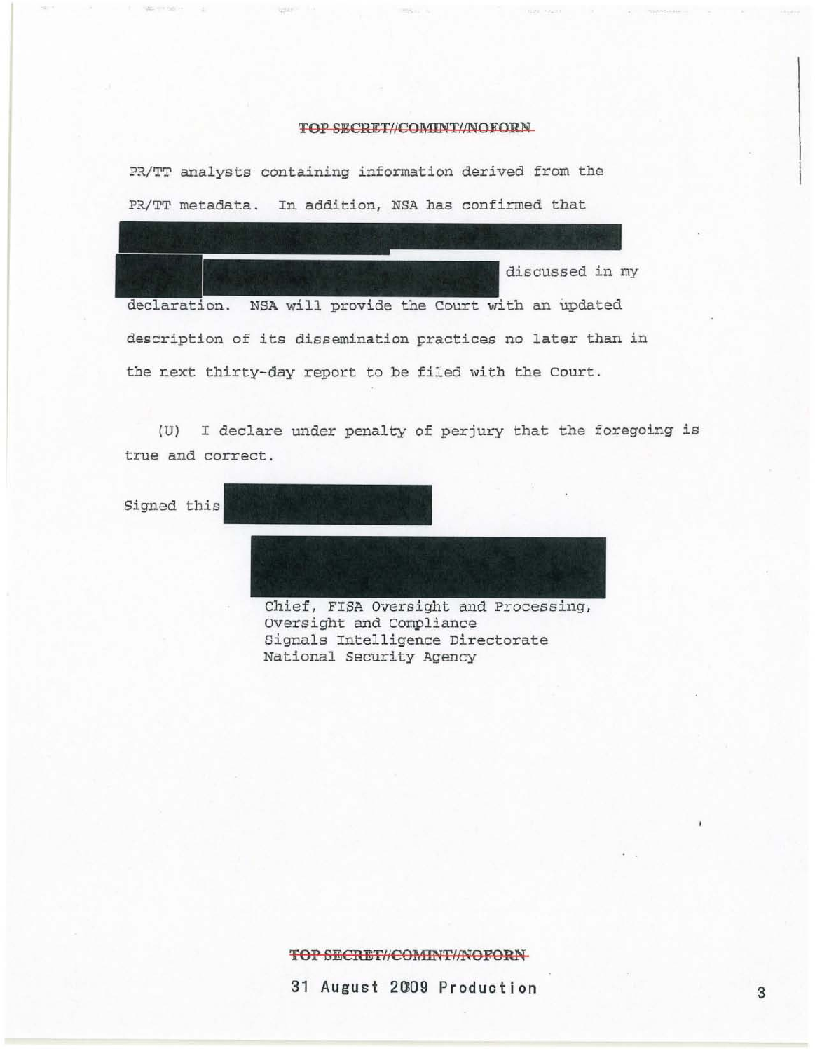PR/TT analysts containing information derived from the PR/TT metadata. In addition, NSA has confirmed that [REDACTED] discussed in my declaration. NSA will provide the Court with an updated description of its dissemination practices no later than in the next thirty-day report to be filed with the Court.

(U) I declare under penalty of perjury that the foregoing is true and correct.

Signed this [REDACTED]

[REDACTED]

Chief, FISA Oversight and Processing,
Oversight and Compliance
Signals Intelligence Directorate
National Security Agency

31 August 2009 Production